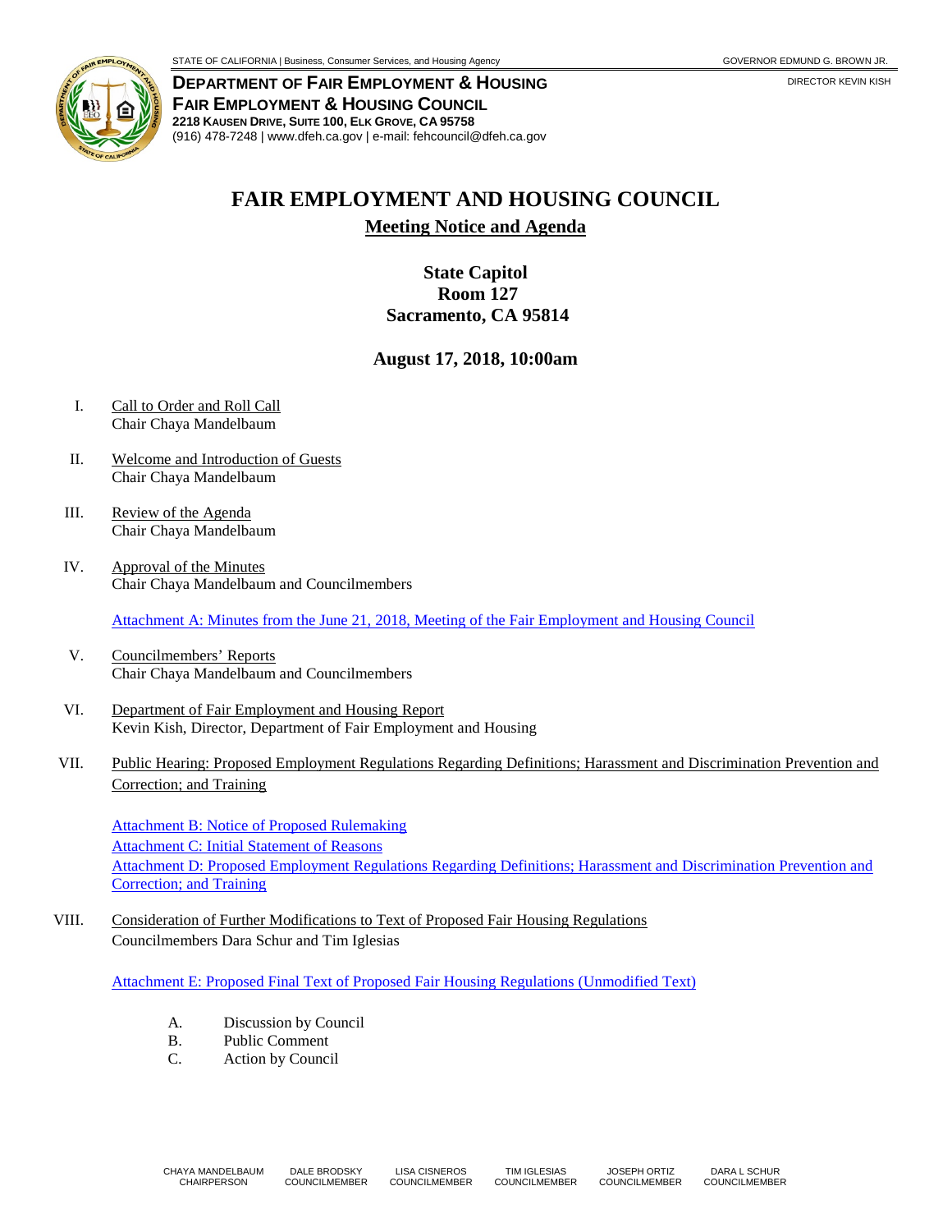STATE OF CALIFORNIA | Business, Consumer Services, and Housing Agency

GOVERNOR EDMUND G. BROWN JR.

**DEPARTMENT OF FAIR EMPLOYMENT & HOUSING**
**FAIR EMPLOYMENT & HOUSING COUNCIL**
**2218 KAUSEN DRIVE, SUITE 100, ELK GROVE, CA 95758**
(916) 478-7248 | www.dfeh.ca.gov | e-mail: fehcouncil@dfeh.ca.gov

DIRECTOR KEVIN KISH

# FAIR EMPLOYMENT AND HOUSING COUNCIL

## Meeting Notice and Agenda

**State Capitol**
**Room 127**
**Sacramento, CA 95814**

**August 17, 2018, 10:00am**

I. Call to Order and Roll Call
Chair Chaya Mandelbaum

II. Welcome and Introduction of Guests
Chair Chaya Mandelbaum

III. Review of the Agenda
Chair Chaya Mandelbaum

IV. Approval of the Minutes
Chair Chaya Mandelbaum and Councilmembers

Attachment A: Minutes from the June 21, 2018, Meeting of the Fair Employment and Housing Council

V. Councilmembers' Reports
Chair Chaya Mandelbaum and Councilmembers

VI. Department of Fair Employment and Housing Report
Kevin Kish, Director, Department of Fair Employment and Housing

VII. Public Hearing: Proposed Employment Regulations Regarding Definitions; Harassment and Discrimination Prevention and Correction; and Training

Attachment B: Notice of Proposed Rulemaking
Attachment C: Initial Statement of Reasons
Attachment D: Proposed Employment Regulations Regarding Definitions; Harassment and Discrimination Prevention and Correction; and Training

VIII. Consideration of Further Modifications to Text of Proposed Fair Housing Regulations
Councilmembers Dara Schur and Tim Iglesias

Attachment E: Proposed Final Text of Proposed Fair Housing Regulations (Unmodified Text)

A. Discussion by Council
B. Public Comment
C. Action by Council

CHAYA MANDELBAUM, CHAIRPERSON | DALE BRODSKY, COUNCILMEMBER | LISA CISNEROS, COUNCILMEMBER | TIM IGLESIAS, COUNCILMEMBER | JOSEPH ORTIZ, COUNCILMEMBER | DARA L SCHUR, COUNCILMEMBER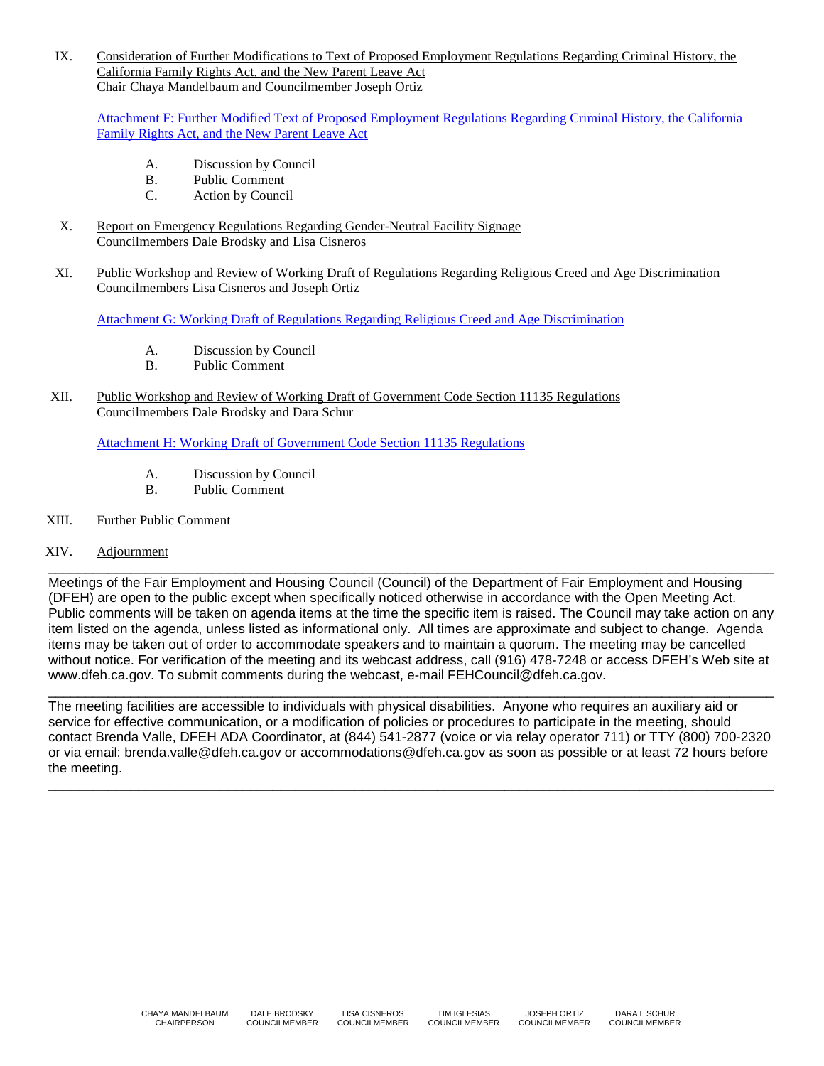IX. Consideration of Further Modifications to Text of Proposed Employment Regulations Regarding Criminal History, the California Family Rights Act, and the New Parent Leave Act
Chair Chaya Mandelbaum and Councilmember Joseph Ortiz

Attachment F: Further Modified Text of Proposed Employment Regulations Regarding Criminal History, the California Family Rights Act, and the New Parent Leave Act

- A. Discussion by Council
- B. Public Comment
- C. Action by Council

X. Report on Emergency Regulations Regarding Gender-Neutral Facility Signage
Councilmembers Dale Brodsky and Lisa Cisneros

XI. Public Workshop and Review of Working Draft of Regulations Regarding Religious Creed and Age Discrimination
Councilmembers Lisa Cisneros and Joseph Ortiz

Attachment G: Working Draft of Regulations Regarding Religious Creed and Age Discrimination

- A. Discussion by Council
- B. Public Comment

XII. Public Workshop and Review of Working Draft of Government Code Section 11135 Regulations
Councilmembers Dale Brodsky and Dara Schur

Attachment H: Working Draft of Government Code Section 11135 Regulations

- A. Discussion by Council
- B. Public Comment

XIII. Further Public Comment

XIV. Adjournment

---

Meetings of the Fair Employment and Housing Council (Council) of the Department of Fair Employment and Housing (DFEH) are open to the public except when specifically noticed otherwise in accordance with the Open Meeting Act. Public comments will be taken on agenda items at the time the specific item is raised. The Council may take action on any item listed on the agenda, unless listed as informational only. All times are approximate and subject to change. Agenda items may be taken out of order to accommodate speakers and to maintain a quorum. The meeting may be cancelled without notice. For verification of the meeting and its webcast address, call (916) 478-7248 or access DFEH's Web site at www.dfeh.ca.gov. To submit comments during the webcast, e-mail FEHCouncil@dfeh.ca.gov.

---

The meeting facilities are accessible to individuals with physical disabilities. Anyone who requires an auxiliary aid or service for effective communication, or a modification of policies or procedures to participate in the meeting, should contact Brenda Valle, DFEH ADA Coordinator, at (844) 541-2877 (voice or via relay operator 711) or TTY (800) 700-2320 or via email: brenda.valle@dfeh.ca.gov or accommodations@dfeh.ca.gov as soon as possible or at least 72 hours before the meeting.

---

| | | | | | |
|---|---|---|---|---|---|
| CHAYA MANDELBAUM CHAIRPERSON | DALE BRODSKY COUNCILMEMBER | LISA CISNEROS COUNCILMEMBER | TIM IGLESIAS COUNCILMEMBER | JOSEPH ORTIZ COUNCILMEMBER | DARA L SCHUR COUNCILMEMBER |